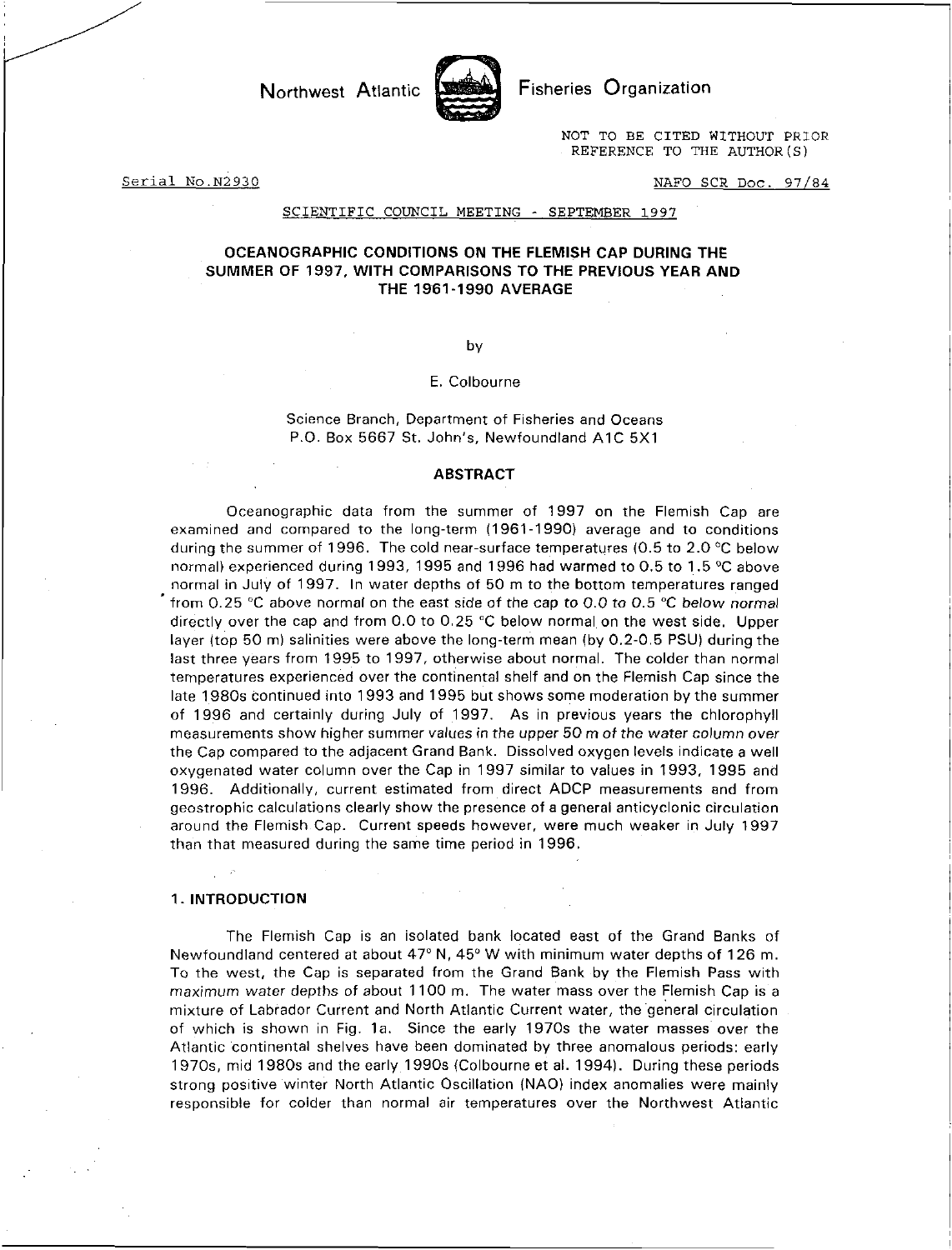Northwest Atlantic Fisheries Organization

NOT TO BE CITED WITHOUT PRIOR REFERENCE TO THE AUTHOR(S)

Serial No.N2930

NAFO SCR Doc. 97/84

SCIENTIFIC COUNCIL MEETING - SEPTEMBER 1997

# OCEANOGRAPHIC CONDITIONS ON THE FLEMISH CAP DURING THE SUMMER OF 1997, WITH COMPARISONS TO THE PREVIOUS YEAR AND THE 1961-1990 AVERAGE

by

E. Colbourne

Science Branch, Department of Fisheries and Oceans
P.O. Box 5667 St. John's, Newfoundland A1C 5X1

## ABSTRACT

Oceanographic data from the summer of 1997 on the Flemish Cap are examined and compared to the long-term (1961-1990) average and to conditions during the summer of 1996. The cold near-surface temperatures (0.5 to 2.0 °C below normal) experienced during 1993, 1995 and 1996 had warmed to 0.5 to 1.5 °C above normal in July of 1997. In water depths of 50 m to the bottom temperatures ranged from 0.25 °C above normal on the east side of the cap to 0.0 to 0.5 °C below normal directly over the cap and from 0.0 to 0.25 °C below normal on the west side. Upper layer (top 50 m) salinities were above the long-term mean (by 0.2-0.5 PSU) during the last three years from 1995 to 1997, otherwise about normal. The colder than normal temperatures experienced over the continental shelf and on the Flemish Cap since the late 1980s continued into 1993 and 1995 but shows some moderation by the summer of 1996 and certainly during July of 1997. As in previous years the chlorophyll measurements show higher summer values in the upper 50 m of the water column over the Cap compared to the adjacent Grand Bank. Dissolved oxygen levels indicate a well oxygenated water column over the Cap in 1997 similar to values in 1993, 1995 and 1996. Additionally, current estimated from direct ADCP measurements and from geostrophic calculations clearly show the presence of a general anticyclonic circulation around the Flemish Cap. Current speeds however, were much weaker in July 1997 than that measured during the same time period in 1996.

## 1. INTRODUCTION

The Flemish Cap is an isolated bank located east of the Grand Banks of Newfoundland centered at about 47° N, 45° W with minimum water depths of 126 m. To the west, the Cap is separated from the Grand Bank by the Flemish Pass with maximum water depths of about 1100 m. The water mass over the Flemish Cap is a mixture of Labrador Current and North Atlantic Current water, the general circulation of which is shown in Fig. 1a. Since the early 1970s the water masses over the Atlantic continental shelves have been dominated by three anomalous periods: early 1970s, mid 1980s and the early 1990s (Colbourne et al. 1994). During these periods strong positive winter North Atlantic Oscillation (NAO) index anomalies were mainly responsible for colder than normal air temperatures over the Northwest Atlantic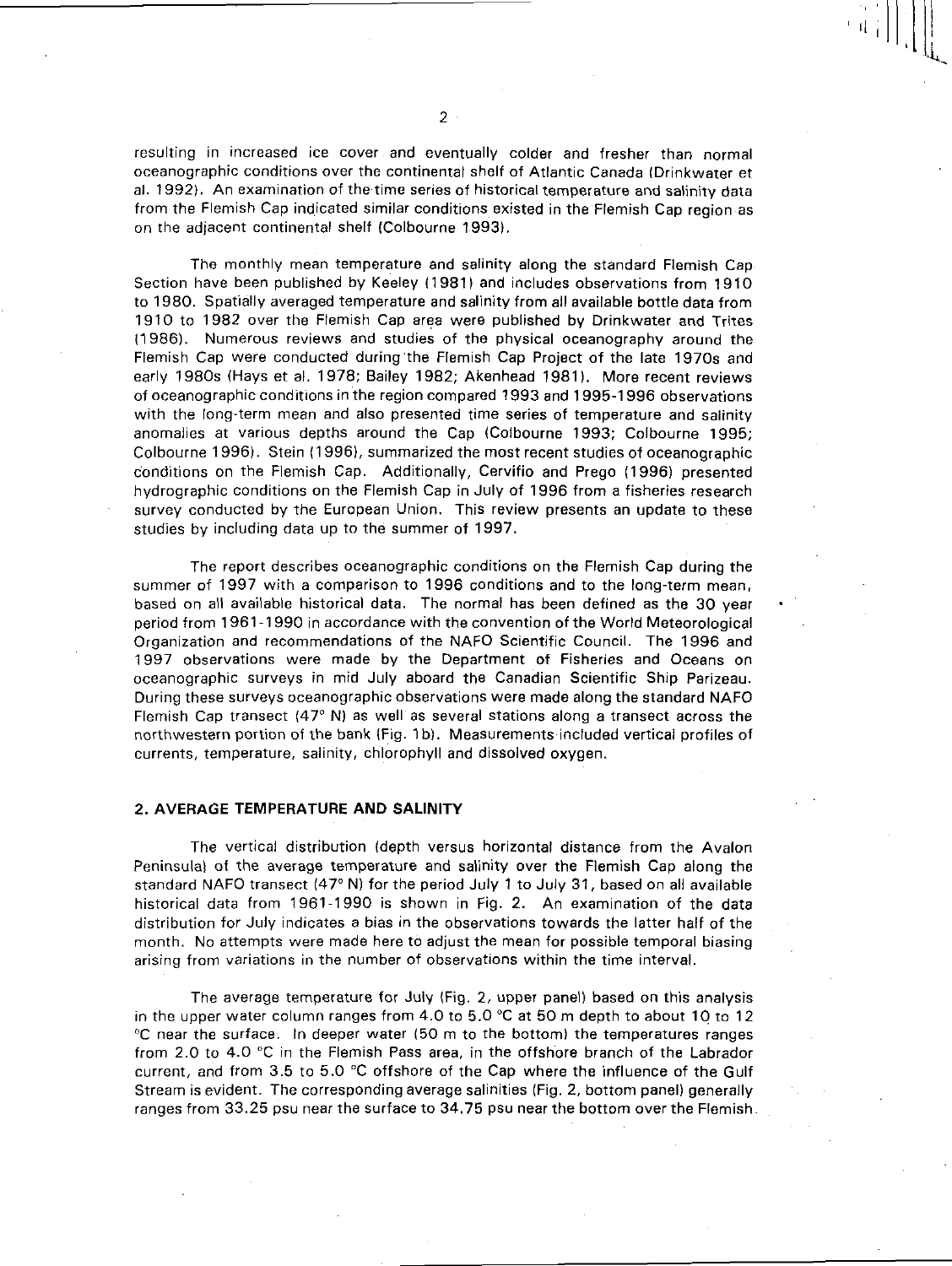resulting in increased ice cover and eventually colder and fresher than normal oceanographic conditions over the continental shelf of Atlantic Canada (Drinkwater et al. 1992). An examination of the time series of historical temperature and salinity data from the Flemish Cap indicated similar conditions existed in the Flemish Cap region as on the adjacent continental shelf (Colbourne 1993).

The monthly mean temperature and salinity along the standard Flemish Cap Section have been published by Keeley (1981) and includes observations from 1910 to 1980. Spatially averaged temperature and salinity from all available bottle data from 1910 to 1982 over the Flemish Cap area were published by Drinkwater and Trites (1986). Numerous reviews and studies of the physical oceanography around the Flemish Cap were conducted during the Flemish Cap Project of the late 1970s and early 1980s (Hays et al. 1978; Bailey 1982; Akenhead 1981). More recent reviews of oceanographic conditions in the region compared 1993 and 1995-1996 observations with the long-term mean and also presented time series of temperature and salinity anomalies at various depths around the Cap (Colbourne 1993; Colbourne 1995; Colbourne 1996). Stein (1996), summarized the most recent studies of oceanographic conditions on the Flemish Cap. Additionally, Cervifio and Prego (1996) presented hydrographic conditions on the Flemish Cap in July of 1996 from a fisheries research survey conducted by the European Union. This review presents an update to these studies by including data up to the summer of 1997.

The report describes oceanographic conditions on the Flemish Cap during the summer of 1997 with a comparison to 1996 conditions and to the long-term mean, based on all available historical data. The normal has been defined as the 30 year period from 1961-1990 in accordance with the convention of the World Meteorological Organization and recommendations of the NAFO Scientific Council. The 1996 and 1997 observations were made by the Department of Fisheries and Oceans on oceanographic surveys in mid July aboard the Canadian Scientific Ship Parizeau. During these surveys oceanographic observations were made along the standard NAFO Flemish Cap transect (47° N) as well as several stations along a transect across the northwestern portion of the bank (Fig. 1b). Measurements included vertical profiles of currents, temperature, salinity, chlorophyll and dissolved oxygen.

## 2. AVERAGE TEMPERATURE AND SALINITY

The vertical distribution (depth versus horizontal distance from the Avalon Peninsula) of the average temperature and salinity over the Flemish Cap along the standard NAFO transect (47° N) for the period July 1 to July 31, based on all available historical data from 1961-1990 is shown in Fig. 2. An examination of the data distribution for July indicates a bias in the observations towards the latter half of the month. No attempts were made here to adjust the mean for possible temporal biasing arising from variations in the number of observations within the time interval.

The average temperature for July (Fig. 2, upper panel) based on this analysis in the upper water column ranges from 4.0 to 5.0 °C at 50 m depth to about 10 to 12 °C near the surface. In deeper water (50 m to the bottom) the temperatures ranges from 2.0 to 4.0 °C in the Flemish Pass area, in the offshore branch of the Labrador current, and from 3.5 to 5.0 °C offshore of the Cap where the influence of the Gulf Stream is evident. The corresponding average salinities (Fig. 2, bottom panel) generally ranges from 33.25 psu near the surface to 34.75 psu near the bottom over the Flemish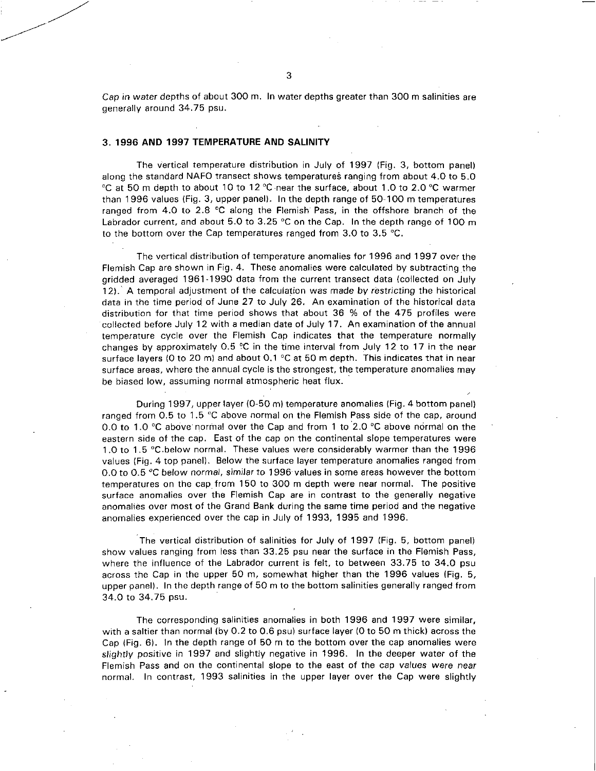Cap in water depths of about 300 m. In water depths greater than 300 m salinities are generally around 34.75 psu.

## 3. 1996 AND 1997 TEMPERATURE AND SALINITY

The vertical temperature distribution in July of 1997 (Fig. 3, bottom panel) along the standard NAFO transect shows temperatures ranging from about 4.0 to 5.0 °C at 50 m depth to about 10 to 12 °C near the surface, about 1.0 to 2.0 °C warmer than 1996 values (Fig. 3, upper panel). In the depth range of 50-100 m temperatures ranged from 4.0 to 2.8 °C along the Flemish Pass, in the offshore branch of the Labrador current, and about 5.0 to 3.25 °C on the Cap. In the depth range of 100 m to the bottom over the Cap temperatures ranged from 3.0 to 3.5 °C.

The vertical distribution of temperature anomalies for 1996 and 1997 over the Flemish Cap are shown in Fig. 4. These anomalies were calculated by subtracting the gridded averaged 1961-1990 data from the current transect data (collected on July 12). A temporal adjustment of the calculation was made by restricting the historical data in the time period of June 27 to July 26. An examination of the historical data distribution for that time period shows that about 36 % of the 475 profiles were collected before July 12 with a median date of July 17. An examination of the annual temperature cycle over the Flemish Cap indicates that the temperature normally changes by approximately 0.5 °C in the time interval from July 12 to 17 in the near surface layers (0 to 20 m) and about 0.1 °C at 50 m depth. This indicates that in near surface areas, where the annual cycle is the strongest, the temperature anomalies may be biased low, assuming normal atmospheric heat flux.

During 1997, upper layer (0-50 m) temperature anomalies (Fig. 4 bottom panel) ranged from 0.5 to 1.5 °C above normal on the Flemish Pass side of the cap, around 0.0 to 1.0 °C above normal over the Cap and from 1 to 2.0 °C above normal on the eastern side of the cap. East of the cap on the continental slope temperatures were 1.0 to 1.5 °C below normal. These values were considerably warmer than the 1996 values (Fig. 4 top panel). Below the surface layer temperature anomalies ranged from 0.0 to 0.5 °C below normal, similar to 1996 values in some areas however the bottom temperatures on the cap from 150 to 300 m depth were near normal. The positive surface anomalies over the Flemish Cap are in contrast to the generally negative anomalies over most of the Grand Bank during the same time period and the negative anomalies experienced over the cap in July of 1993, 1995 and 1996.

The vertical distribution of salinities for July of 1997 (Fig. 5, bottom panel) show values ranging from less than 33.25 psu near the surface in the Flemish Pass, where the influence of the Labrador current is felt, to between 33.75 to 34.0 psu across the Cap in the upper 50 m, somewhat higher than the 1996 values (Fig. 5, upper panel). In the depth range of 50 m to the bottom salinities generally ranged from 34.0 to 34.75 psu.

The corresponding salinities anomalies in both 1996 and 1997 were similar, with a saltier than normal (by 0.2 to 0.6 psu) surface layer (0 to 50 m thick) across the Cap (Fig. 6). In the depth range of 50 m to the bottom over the cap anomalies were slightly positive in 1997 and slightly negative in 1996. In the deeper water of the Flemish Pass and on the continental slope to the east of the cap values were near normal. In contrast, 1993 salinities in the upper layer over the Cap were slightly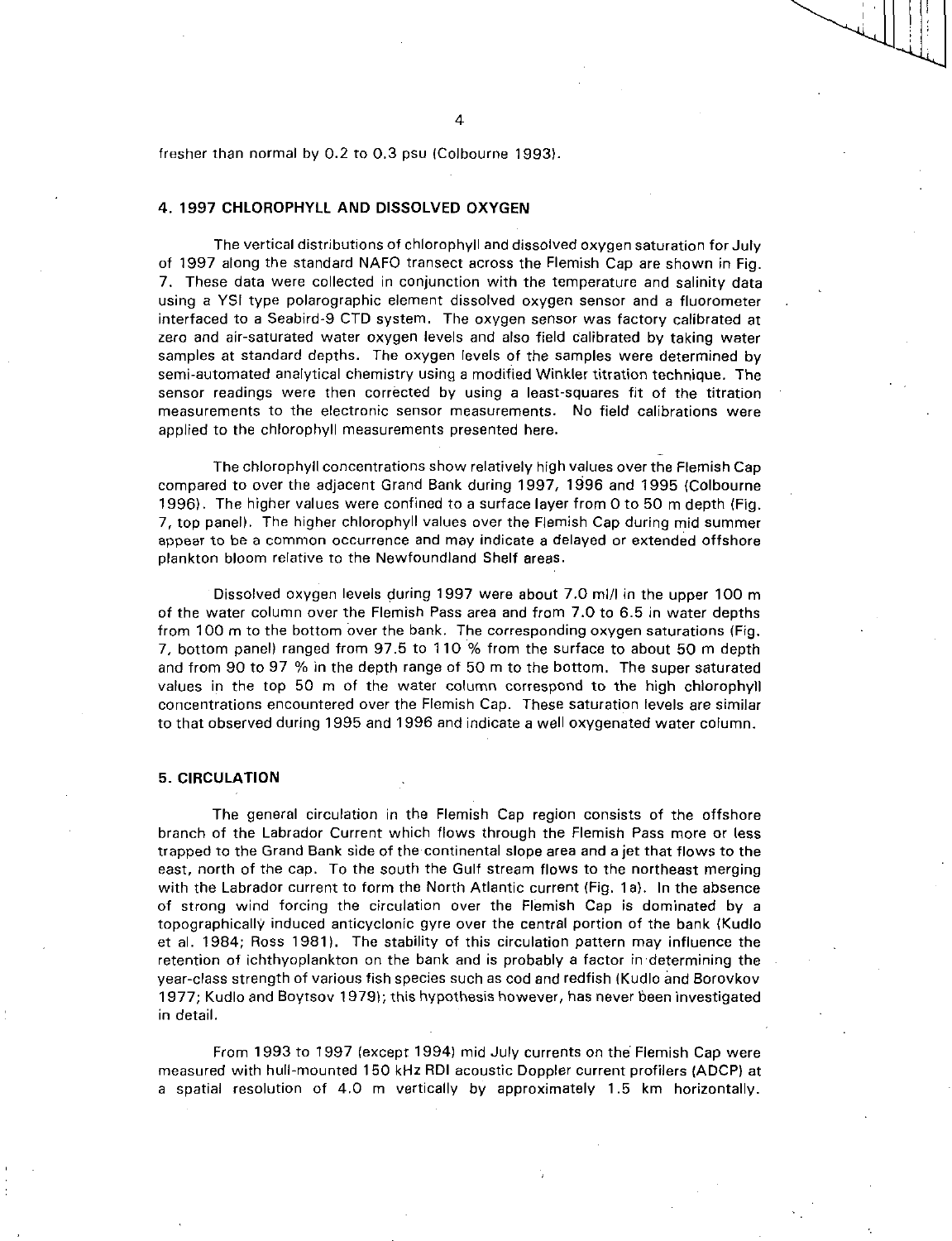fresher than normal by 0.2 to 0.3 psu (Colbourne 1993).

## 4. 1997 CHLOROPHYLL AND DISSOLVED OXYGEN

The vertical distributions of chlorophyll and dissolved oxygen saturation for July of 1997 along the standard NAFO transect across the Flemish Cap are shown in Fig. 7. These data were collected in conjunction with the temperature and salinity data using a YSI type polarographic element dissolved oxygen sensor and a fluorometer interfaced to a Seabird-9 CTD system. The oxygen sensor was factory calibrated at zero and air-saturated water oxygen levels and also field calibrated by taking water samples at standard depths. The oxygen levels of the samples were determined by semi-automated analytical chemistry using a modified Winkler titration technique. The sensor readings were then corrected by using a least-squares fit of the titration measurements to the electronic sensor measurements. No field calibrations were applied to the chlorophyll measurements presented here.

The chlorophyll concentrations show relatively high values over the Flemish Cap compared to over the adjacent Grand Bank during 1997, 1996 and 1995 (Colbourne 1996). The higher values were confined to a surface layer from 0 to 50 m depth (Fig. 7, top panel). The higher chlorophyll values over the Flemish Cap during mid summer appear to be a common occurrence and may indicate a delayed or extended offshore plankton bloom relative to the Newfoundland Shelf areas.

Dissolved oxygen levels during 1997 were about 7.0 ml/l in the upper 100 m of the water column over the Flemish Pass area and from 7.0 to 6.5 in water depths from 100 m to the bottom over the bank. The corresponding oxygen saturations (Fig. 7, bottom panel) ranged from 97.5 to 110 % from the surface to about 50 m depth and from 90 to 97 % in the depth range of 50 m to the bottom. The super saturated values in the top 50 m of the water column correspond to the high chlorophyll concentrations encountered over the Flemish Cap. These saturation levels are similar to that observed during 1995 and 1996 and indicate a well oxygenated water column.

## 5. CIRCULATION

The general circulation in the Flemish Cap region consists of the offshore branch of the Labrador Current which flows through the Flemish Pass more or less trapped to the Grand Bank side of the continental slope area and a jet that flows to the east, north of the cap. To the south the Gulf stream flows to the northeast merging with the Labrador current to form the North Atlantic current (Fig. 1a). In the absence of strong wind forcing the circulation over the Flemish Cap is dominated by a topographically induced anticyclonic gyre over the central portion of the bank (Kudlo et al. 1984; Ross 1981). The stability of this circulation pattern may influence the retention of ichthyoplankton on the bank and is probably a factor in determining the year-class strength of various fish species such as cod and redfish (Kudlo and Borovkov 1977; Kudlo and Boytsov 1979); this hypothesis however, has never been investigated in detail.

From 1993 to 1997 (except 1994) mid July currents on the Flemish Cap were measured with hull-mounted 150 kHz RDI acoustic Doppler current profilers (ADCP) at a spatial resolution of 4.0 m vertically by approximately 1.5 km horizontally.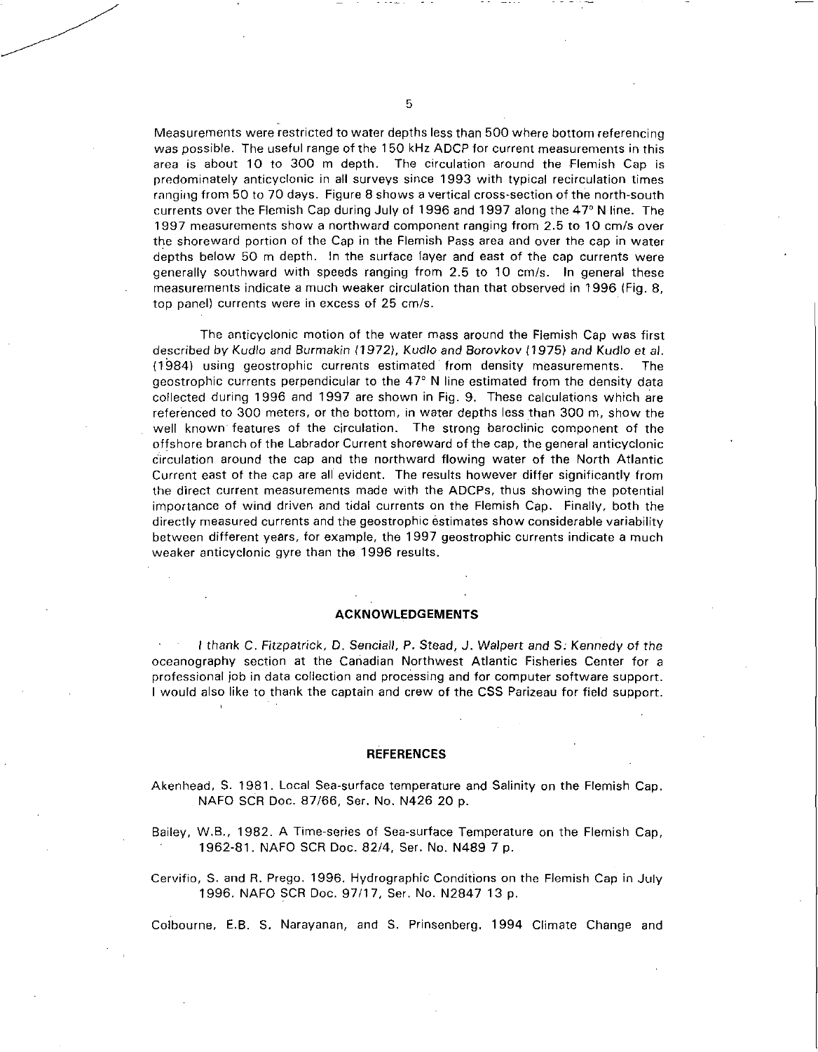Measurements were restricted to water depths less than 500 where bottom referencing was possible. The useful range of the 150 kHz ADCP for current measurements in this area is about 10 to 300 m depth. The circulation around the Flemish Cap is predominately anticyclonic in all surveys since 1993 with typical recirculation times ranging from 50 to 70 days. Figure 8 shows a vertical cross-section of the north-south currents over the Flemish Cap during July of 1996 and 1997 along the 47° N line. The 1997 measurements show a northward component ranging from 2.5 to 10 cm/s over the shoreward portion of the Cap in the Flemish Pass area and over the cap in water depths below 50 m depth. In the surface layer and east of the cap currents were generally southward with speeds ranging from 2.5 to 10 cm/s. In general these measurements indicate a much weaker circulation than that observed in 1996 (Fig. 8, top panel) currents were in excess of 25 cm/s.

The anticyclonic motion of the water mass around the Flemish Cap was first described by *Kudlo and Burmakin (1972), Kudlo and Borovkov (1975)* and *Kudlo et al. (1984)* using geostrophic currents estimated from density measurements. The geostrophic currents perpendicular to the 47° N line estimated from the density data collected during 1996 and 1997 are shown in Fig. 9. These calculations which are referenced to 300 meters, or the bottom, in water depths less than 300 m, show the well known features of the circulation. The strong baroclinic component of the offshore branch of the Labrador Current shoreward of the cap, the general anticyclonic circulation around the cap and the northward flowing water of the North Atlantic Current east of the cap are all evident. The results however differ significantly from the direct current measurements made with the ADCPs, thus showing the potential importance of wind driven and tidal currents on the Flemish Cap. Finally, both the directly measured currents and the geostrophic estimates show considerable variability between different years, for example, the 1997 geostrophic currents indicate a much weaker anticyclonic gyre than the 1996 results.

## ACKNOWLEDGEMENTS

*I thank C. Fitzpatrick, D. Senciall, P. Stead, J. Walpert and S. Kennedy of the* oceanography section at the Canadian Northwest Atlantic Fisheries Center for a professional job in data collection and processing and for computer software support. I would also like to thank the captain and crew of the CSS Parizeau for field support.

## REFERENCES

Akenhead, S. 1981. Local Sea-surface temperature and Salinity on the Flemish Cap. NAFO SCR Doc. 87/66, Ser. No. N426 20 p.

Bailey, W.B., 1982. A Time-series of Sea-surface Temperature on the Flemish Cap, 1962-81. NAFO SCR Doc. 82/4, Ser. No. N489 7 p.

Cervifio, S. and R. Prego. 1996. Hydrographic Conditions on the Flemish Cap in July 1996. NAFO SCR Doc. 97/17, Ser. No. N2847 13 p.

Colbourne, E.B. S. Narayanan, and S. Prinsenberg. 1994 Climate Change and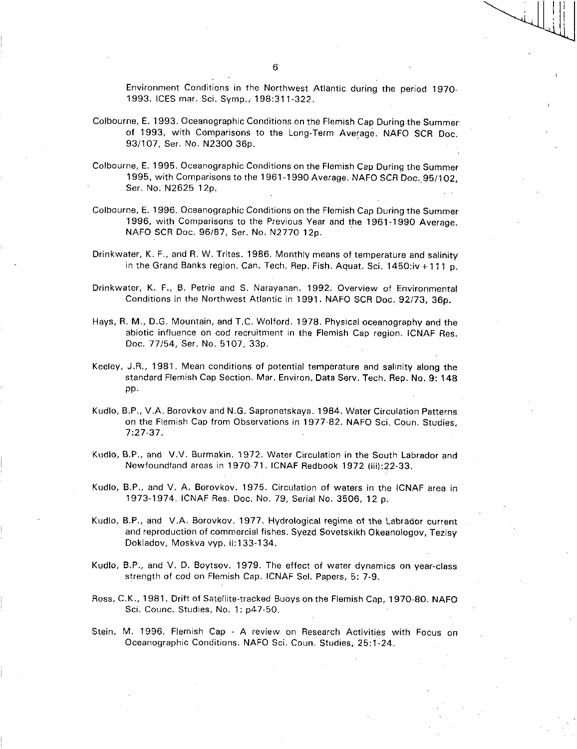Environment Conditions in the Northwest Atlantic during the period 1970-1993. ICES mar. Sci. Symp., 198:311-322.

Colbourne, E. 1993. Oceanographic Conditions on the Flemish Cap During the Summer of 1993, with Comparisons to the Long-Term Average. NAFO SCR Doc. 93/107, Ser. No. N2300 36p.

Colbourne, E. 1995. Oceanographic Conditions on the Flemish Cap During the Summer 1995, with Comparisons to the 1961-1990 Average. NAFO SCR Doc. 95/102, Ser. No. N2625 12p.

Colbourne, E. 1996. Oceanographic Conditions on the Flemish Cap During the Summer 1996, with Comparisons to the Previous Year and the 1961-1990 Average. NAFO SCR Doc. 96/87, Ser. No. N2770 12p.

Drinkwater, K. F., and R. W. Trites. 1986. Monthly means of temperature and salinity in the Grand Banks region. Can. Tech. Rep. Fish. Aquat. Sci. 1450:iv+111 p.

Drinkwater, K. F., B. Petrie and S. Narayanan. 1992. Overview of Environmental Conditions in the Northwest Atlantic in 1991. NAFO SCR Doc. 92/73, 36p.

Hays, R. M., D.G. Mountain, and T.C. Wolford. 1978. Physical oceanography and the abiotic influence on cod recruitment in the Flemish Cap region. ICNAF Res. Doc. 77/54, Ser. No. 5107, 33p.

Keeley, J.R., 1981. Mean conditions of potential temperature and salinity along the standard Flemish Cap Section. Mar. Environ. Data Serv. Tech. Rep. No. 9: 148 pp.

Kudlo, B.P., V.A. Borovkov and N.G. Sapronetskaya. 1984. Water Circulation Patterns on the Flemish Cap from Observations in 1977-82. NAFO Sci. Coun. Studies, 7:27-37.

Kudlo, B.P., and V.V. Burmakin. 1972. Water Circulation in the South Labrador and Newfoundland areas in 1970-71. ICNAF Redbook 1972 (iii):22-33.

Kudlo, B.P., and V. A. Borovkov. 1975. Circulation of waters in the ICNAF area in 1973-1974. ICNAF Res. Doc. No. 79, Serial No. 3506, 12 p.

Kudlo, B.P., and V.A. Borovkov. 1977. Hydrological regime of the Labrador current and reproduction of commercial fishes. Syezd Sovetskikh Okeanologov, Tezisy Dokladov, Moskva vyp. ii:133-134.

Kudlo, B.P., and V. D. Boytsov. 1979. The effect of water dynamics on year-class strength of cod on Flemish Cap. ICNAF Sel. Papers, 5: 7-9.

Ross, C.K., 1981. Drift of Satellite-tracked Buoys on the Flemish Cap, 1970-80. NAFO Sci. Counc. Studies, No. 1: p47-50.

Stein, M. 1996. Flemish Cap - A review on Research Activities with Focus on Oceanographic Conditions. NAFO Sci. Coun. Studies, 25:1-24.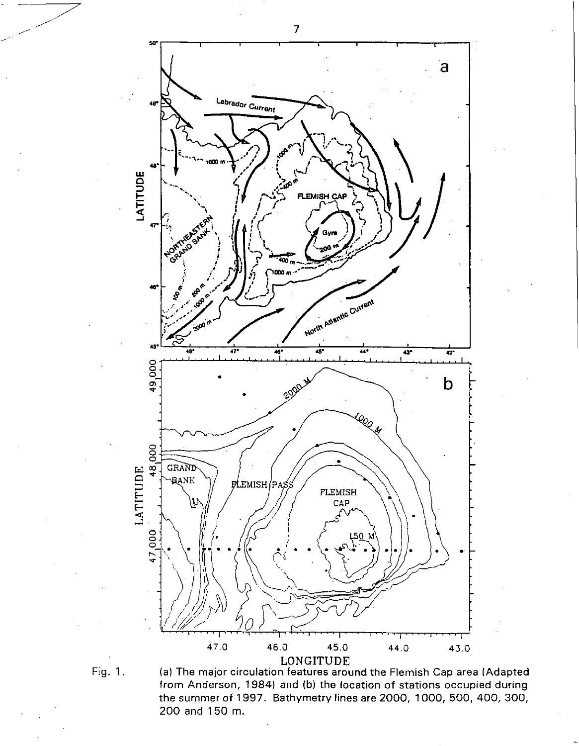Fig. 1. (a) The major circulation features around the Flemish Cap area (Adapted from Anderson, 1984) and (b) the location of stations occupied during the summer of 1997. Bathymetry lines are 2000, 1000, 500, 400, 300, 200 and 150 m.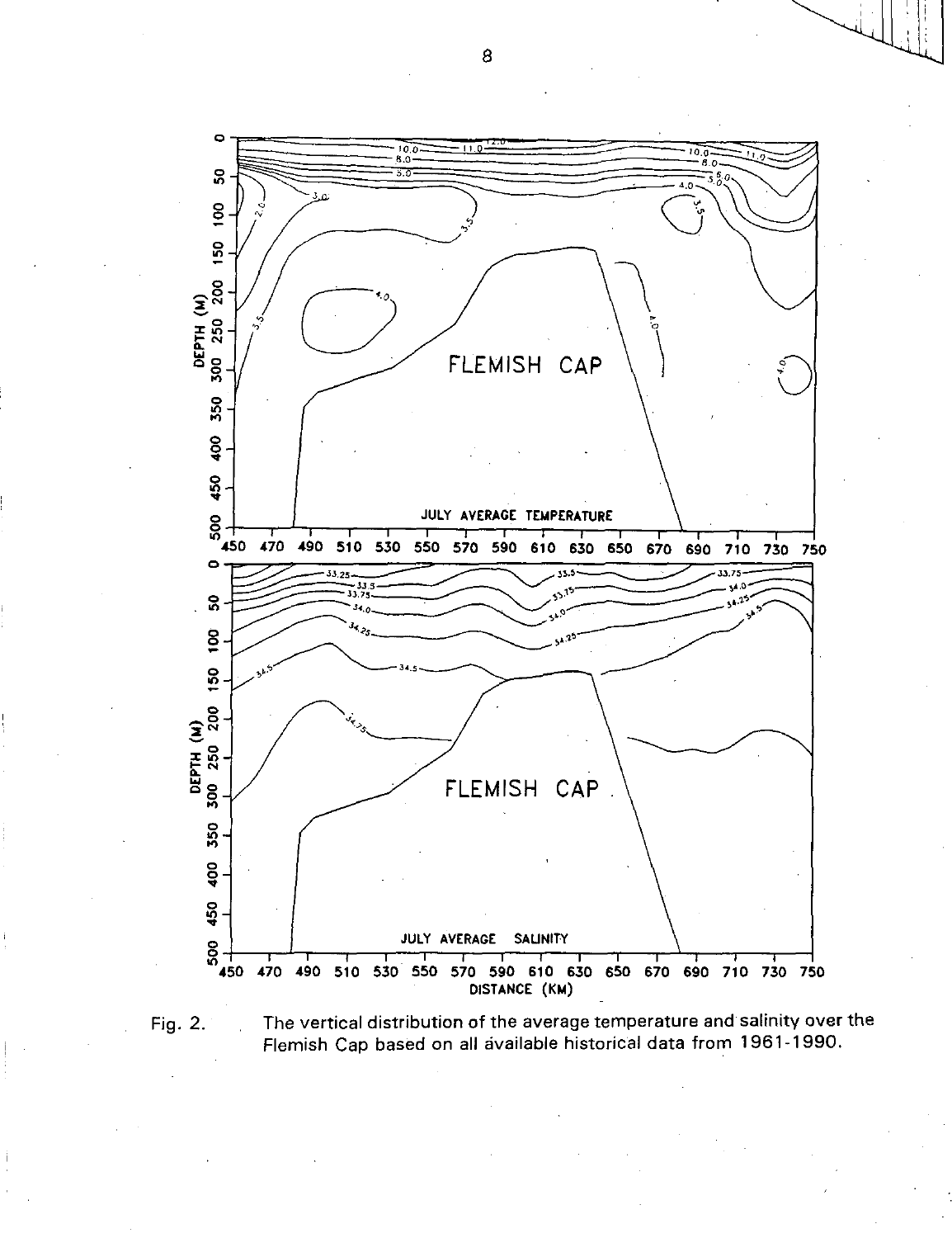Fig. 2. The vertical distribution of the average temperature and salinity over the Flemish Cap based on all available historical data from 1961-1990.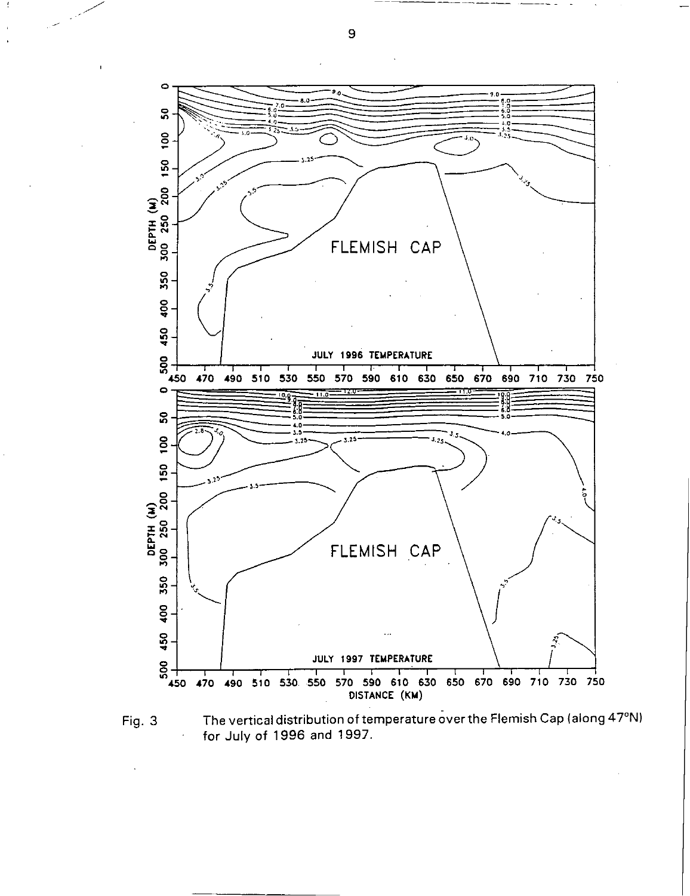Fig. 3 The vertical distribution of temperature over the Flemish Cap (along 47°N) for July of 1996 and 1997.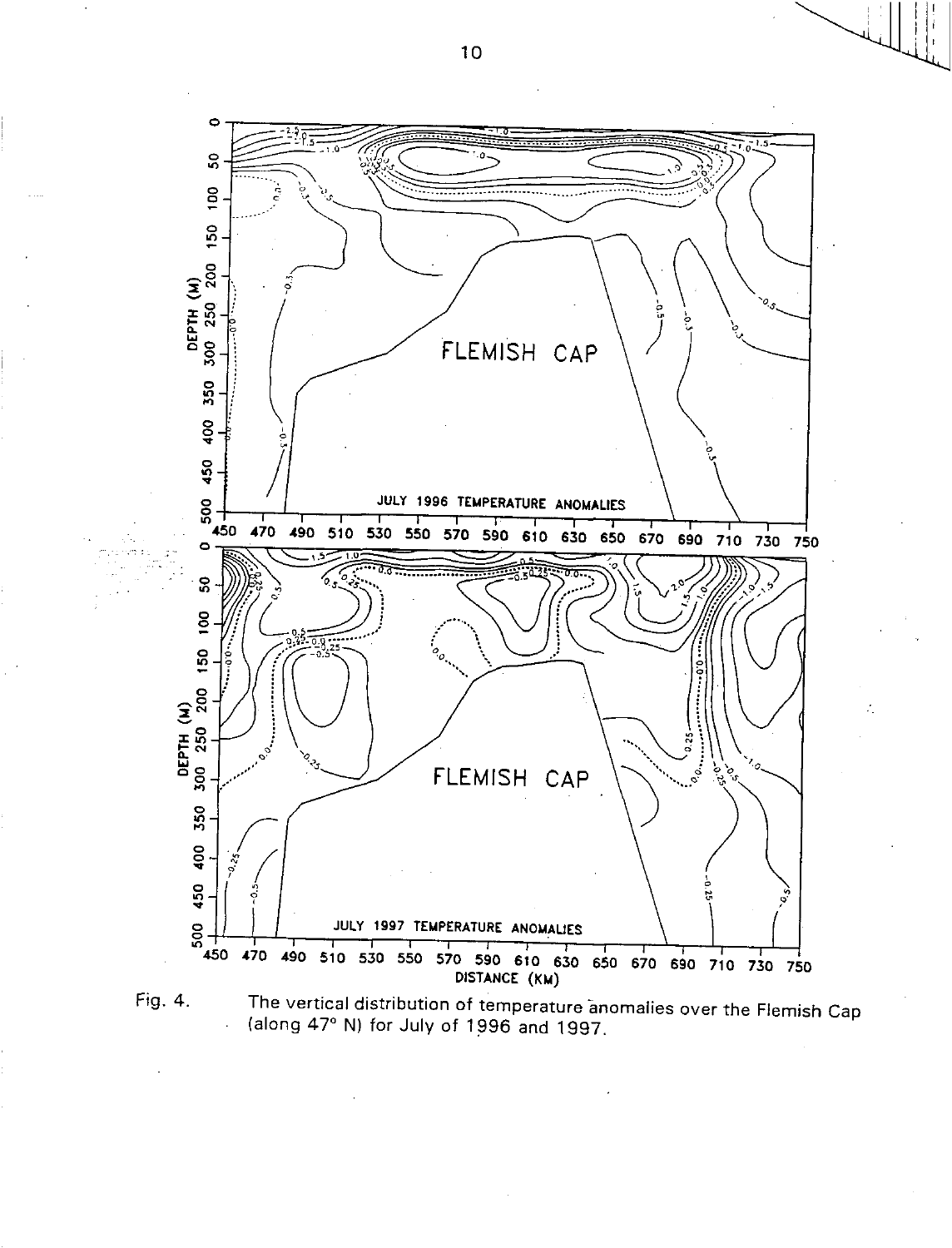Fig. 4. The vertical distribution of temperature anomalies over the Flemish Cap (along 47° N) for July of 1996 and 1997.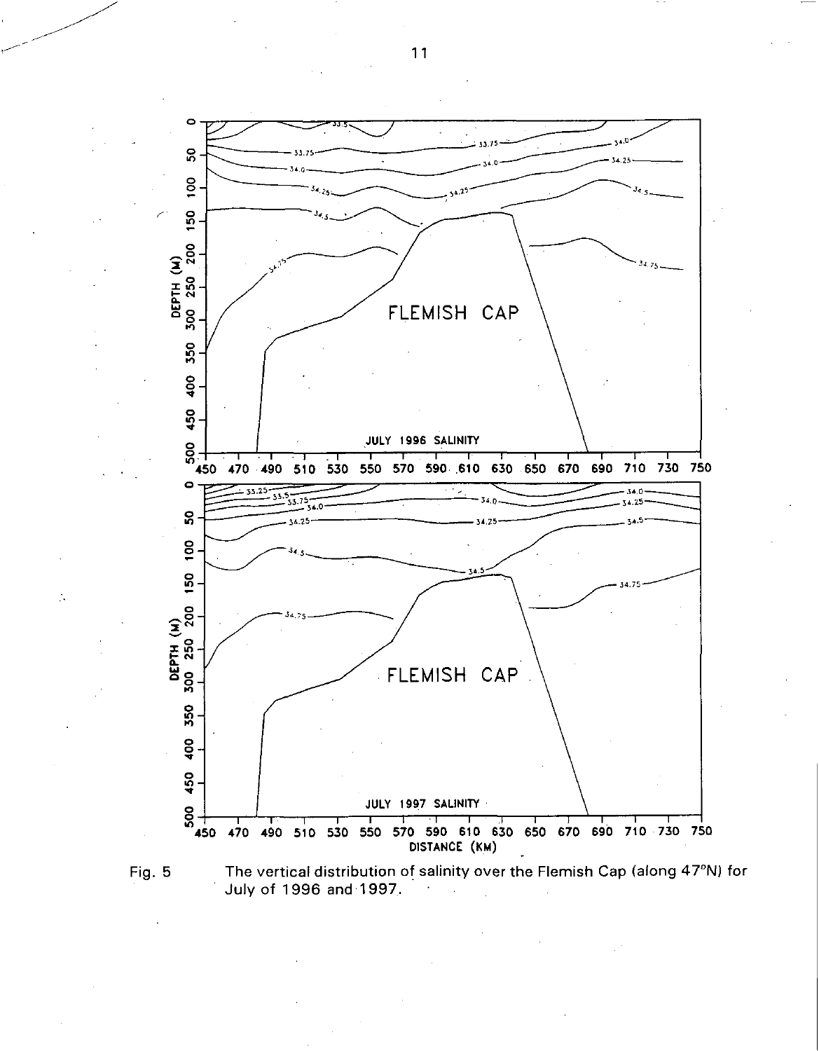Fig. 5 The vertical distribution of salinity over the Flemish Cap (along 47°N) for July of 1996 and 1997.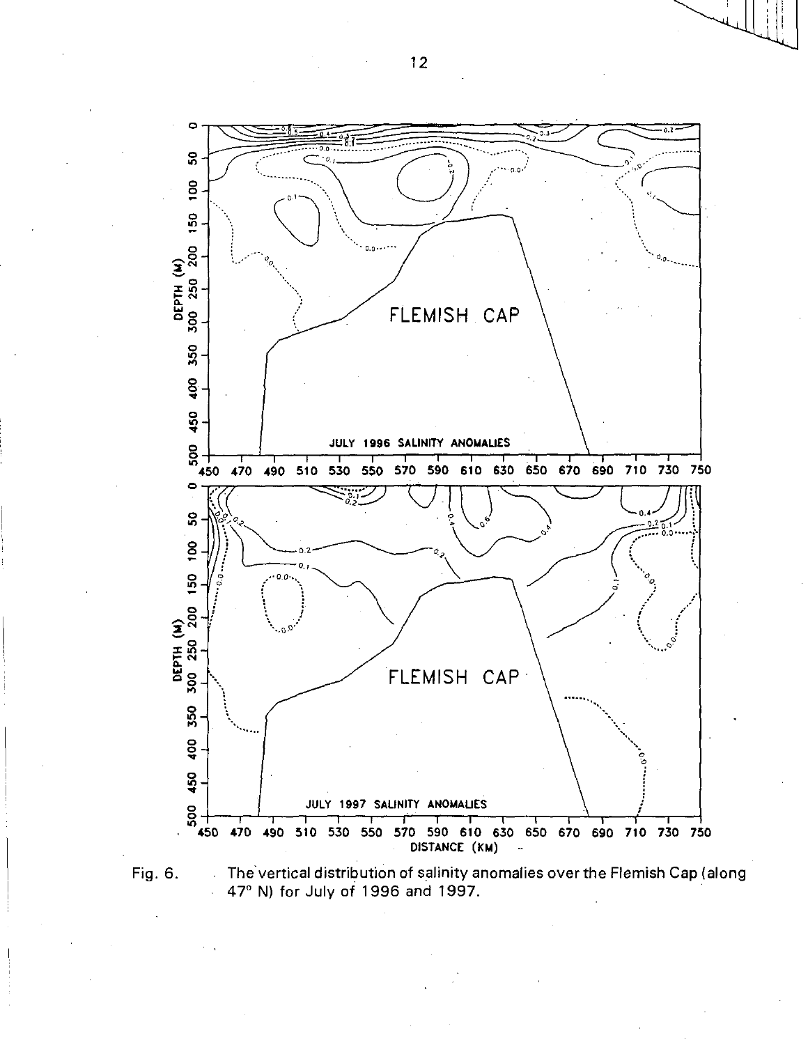Fig. 6. The vertical distribution of salinity anomalies over the Flemish Cap (along 47° N) for July of 1996 and 1997.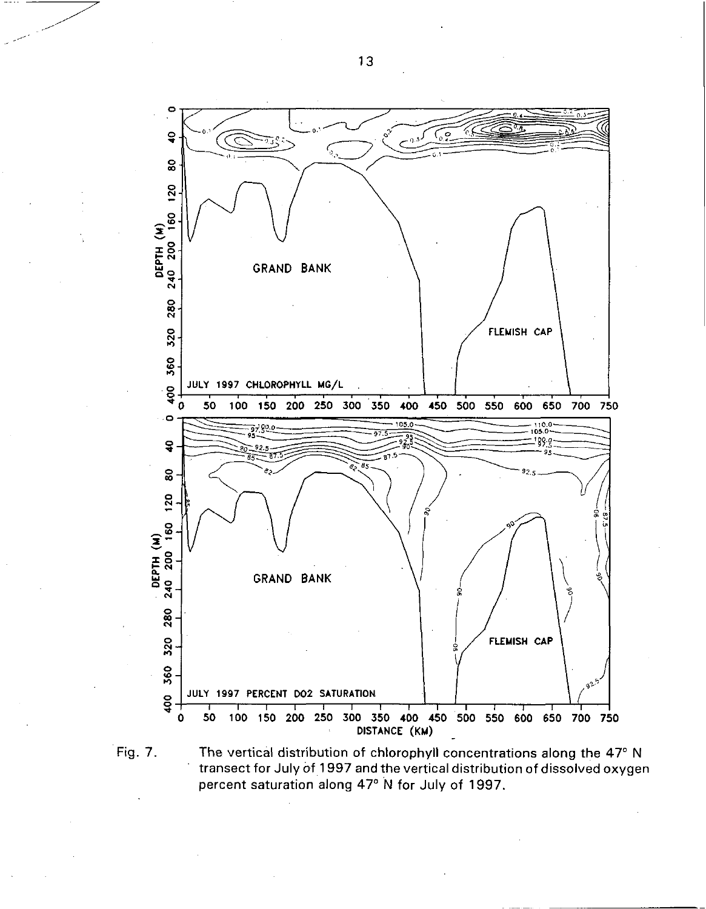Fig. 7. The vertical distribution of chlorophyll concentrations along the 47° N transect for July of 1997 and the vertical distribution of dissolved oxygen percent saturation along 47° N for July of 1997.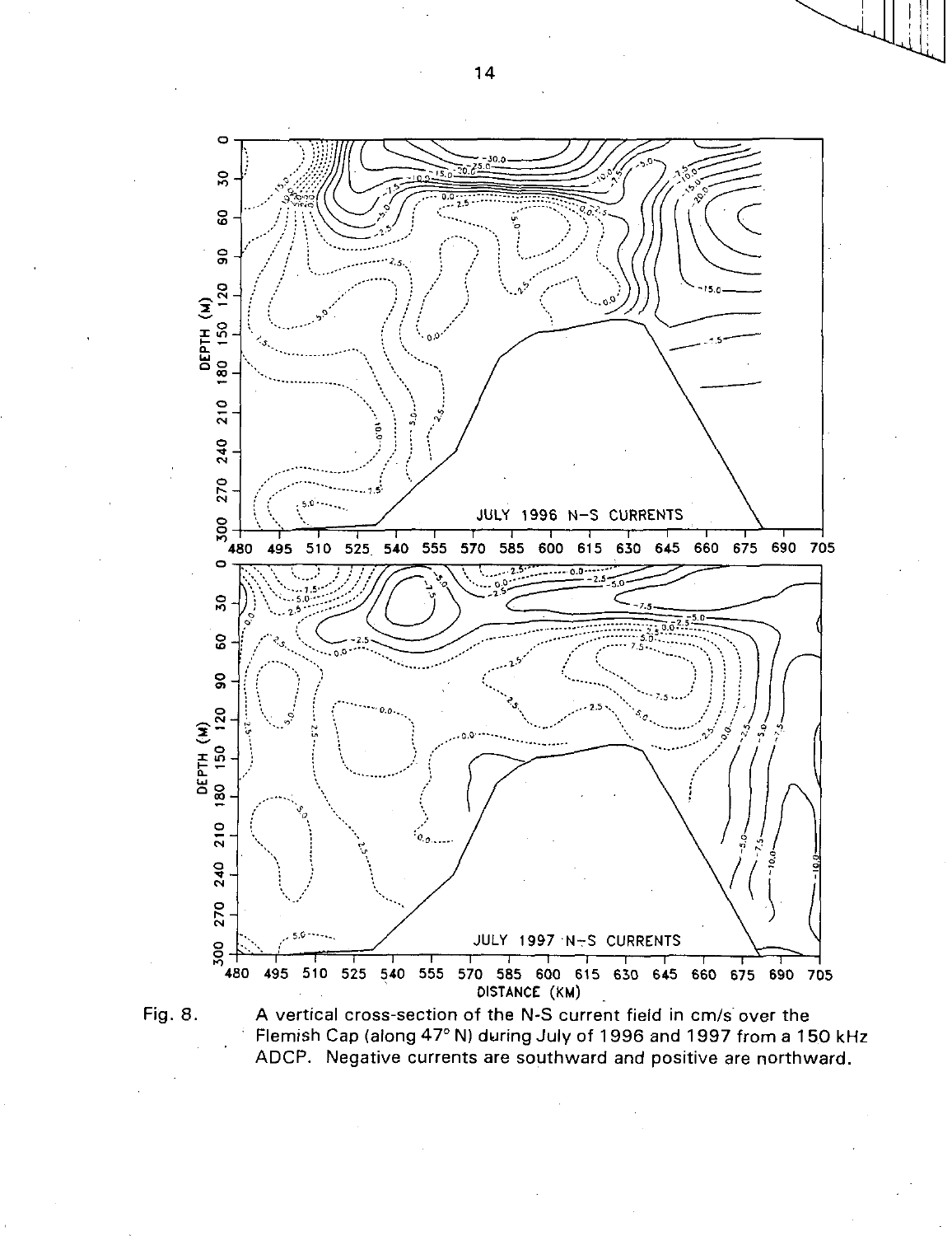Fig. 8. A vertical cross-section of the N-S current field in cm/s over the Flemish Cap (along 47° N) during July of 1996 and 1997 from a 150 kHz ADCP. Negative currents are southward and positive are northward.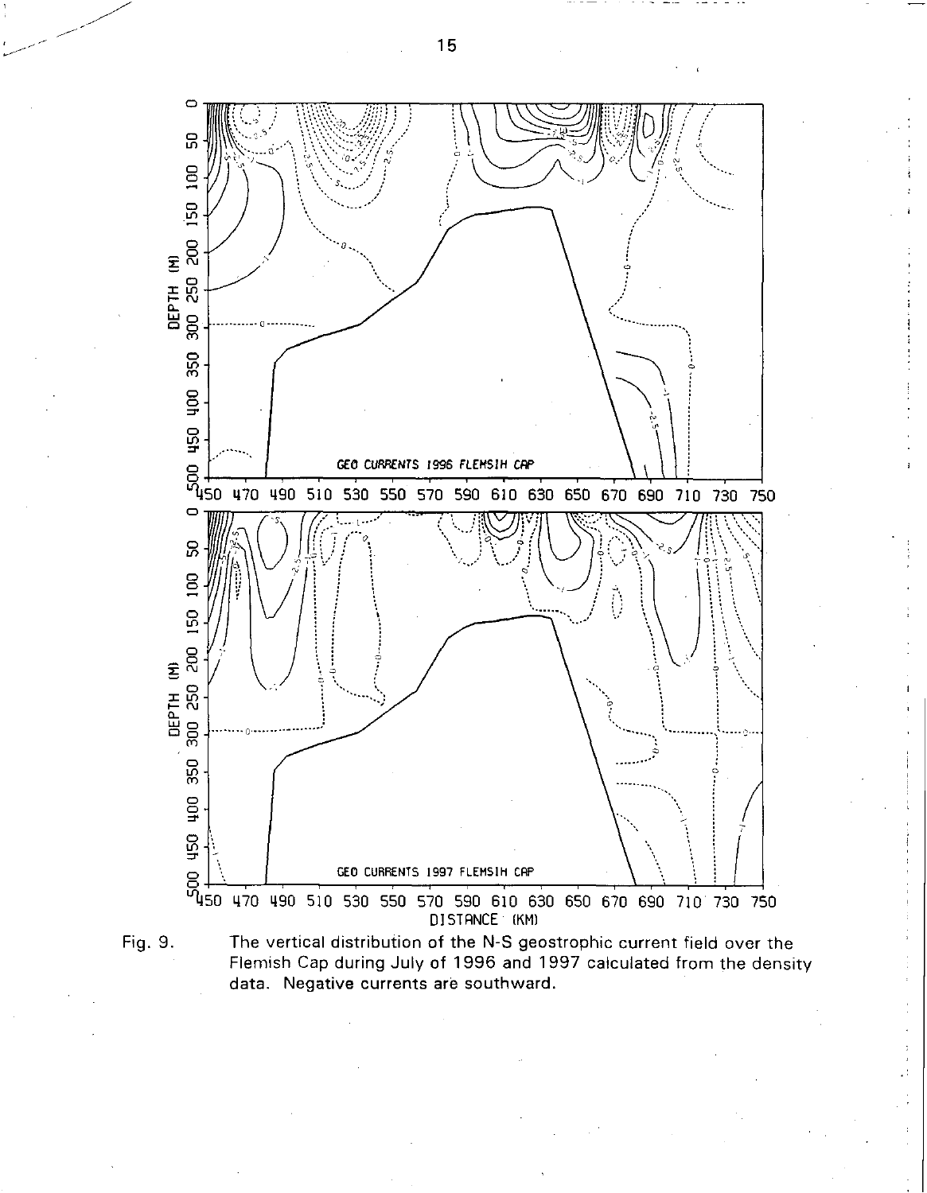GEO CURRENTS 1996 FLEMSIH CAP

DEPTH (M)

0 50 100 150 200 250 300 350 400 450 500

450 470 490 510 530 550 570 590 610 630 650 670 690 710 730 750

GEO CURRENTS 1997 FLEMSIH CAP

DEPTH (M)

0 50 100 150 200 250 300 350 400 450 500

450 470 490 510 530 550 570 590 610 630 650 670 690 710 730 750

DISTANCE (KM)

Fig. 9. The vertical distribution of the N-S geostrophic current field over the Flemish Cap during July of 1996 and 1997 calculated from the density data. Negative currents are southward.